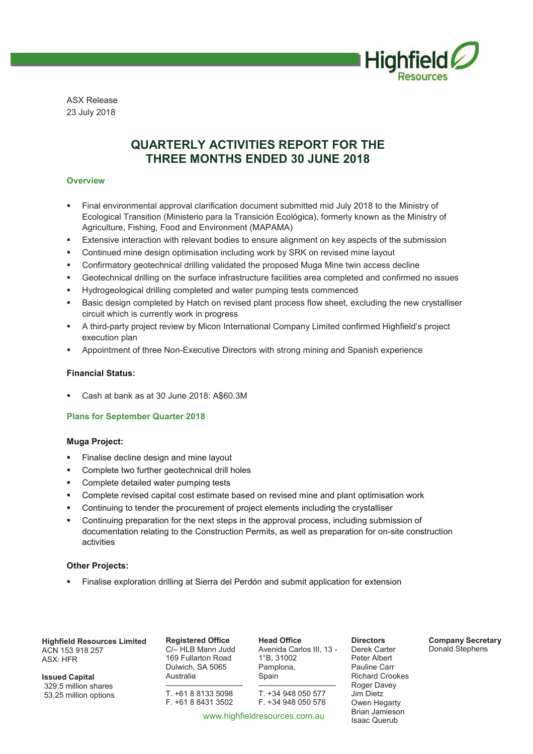ASX Release
23 July 2018

# QUARTERLY ACTIVITIES REPORT FOR THE THREE MONTHS ENDED 30 JUNE 2018

## Overview

- Final environmental approval clarification document submitted mid July 2018 to the Ministry of Ecological Transition (Ministerio para la Transición Ecológica), formerly known as the Ministry of Agriculture, Fishing, Food and Environment (MAPAMA)
- Extensive interaction with relevant bodies to ensure alignment on key aspects of the submission
- Continued mine design optimisation including work by SRK on revised mine layout
- Confirmatory geotechnical drilling validated the proposed Muga Mine twin access decline
- Geotechnical drilling on the surface infrastructure facilities area completed and confirmed no issues
- Hydrogeological drilling completed and water pumping tests commenced
- Basic design completed by Hatch on revised plant process flow sheet, excluding the new crystalliser circuit which is currently work in progress
- A third-party project review by Micon International Company Limited confirmed Highfield's project execution plan
- Appointment of three Non-Executive Directors with strong mining and Spanish experience

### Financial Status:

- Cash at bank as at 30 June 2018: A$60.3M

## Plans for September Quarter 2018

### Muga Project:

- Finalise decline design and mine layout
- Complete two further geotechnical drill holes
- Complete detailed water pumping tests
- Complete revised capital cost estimate based on revised mine and plant optimisation work
- Continuing to tender the procurement of project elements including the crystalliser
- Continuing preparation for the next steps in the approval process, including submission of documentation relating to the Construction Permits, as well as preparation for on-site construction activities

### Other Projects:

- Finalise exploration drilling at Sierra del Perdón and submit application for extension

**Highfield Resources Limited**
ACN 153 918 257
ASX: HFR

**Issued Capital**
329.5 million shares
53.25 million options

**Registered Office**
C/– HLB Mann Judd
169 Fullarton Road
Dulwich, SA 5065
Australia

T. +61 8 8133 5098
F. +61 8 8431 3502

**Head Office**
Avenida Carlos III, 13 - 1°B, 31002
Pamplona,
Spain

T. +34 948 050 577
F. +34 948 050 578

www.highfieldresources.com.au

**Directors**
Derek Carter
Peter Albert
Pauline Carr
Richard Crookes
Roger Davey
Jim Dietz
Owen Hegarty
Brian Jamieson
Isaac Querub

**Company Secretary**
Donald Stephens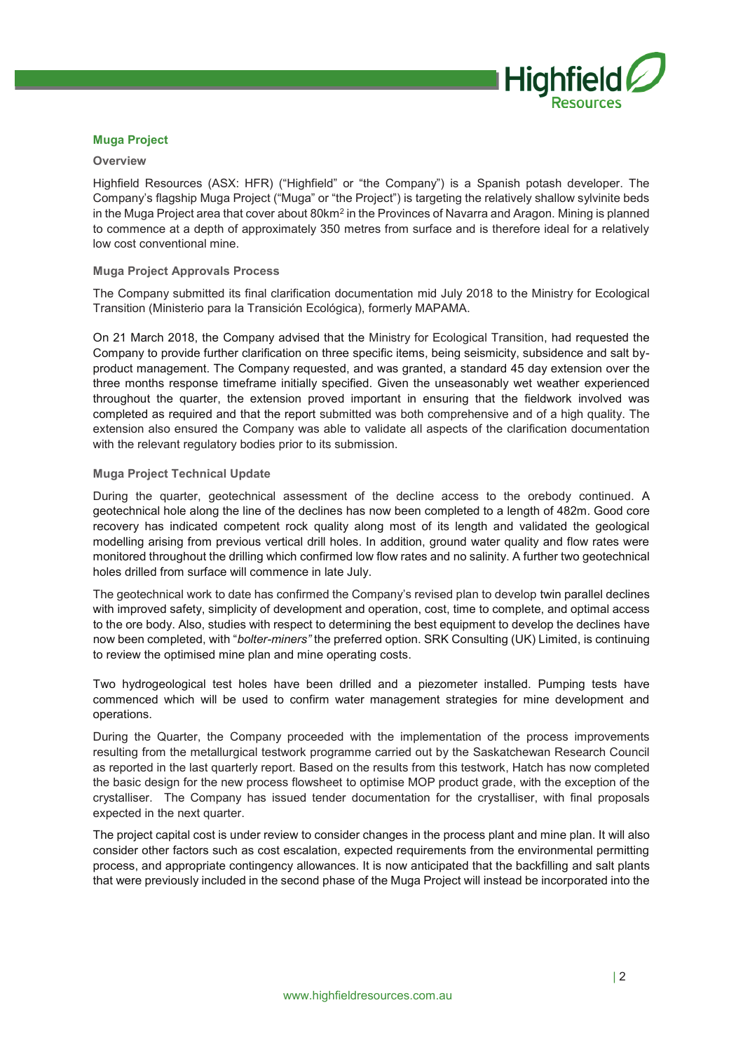## Muga Project

### Overview

Highfield Resources (ASX: HFR) ("Highfield" or "the Company") is a Spanish potash developer. The Company's flagship Muga Project ("Muga" or "the Project") is targeting the relatively shallow sylvinite beds in the Muga Project area that cover about 80km$^2$ in the Provinces of Navarra and Aragon. Mining is planned to commence at a depth of approximately 350 metres from surface and is therefore ideal for a relatively low cost conventional mine.

### Muga Project Approvals Process

The Company submitted its final clarification documentation mid July 2018 to the Ministry for Ecological Transition (Ministerio para la Transición Ecológica), formerly MAPAMA.

On 21 March 2018, the Company advised that the Ministry for Ecological Transition, had requested the Company to provide further clarification on three specific items, being seismicity, subsidence and salt by-product management. The Company requested, and was granted, a standard 45 day extension over the three months response timeframe initially specified. Given the unseasonably wet weather experienced throughout the quarter, the extension proved important in ensuring that the fieldwork involved was completed as required and that the report submitted was both comprehensive and of a high quality. The extension also ensured the Company was able to validate all aspects of the clarification documentation with the relevant regulatory bodies prior to its submission.

### Muga Project Technical Update

During the quarter, geotechnical assessment of the decline access to the orebody continued. A geotechnical hole along the line of the declines has now been completed to a length of 482m. Good core recovery has indicated competent rock quality along most of its length and validated the geological modelling arising from previous vertical drill holes. In addition, ground water quality and flow rates were monitored throughout the drilling which confirmed low flow rates and no salinity. A further two geotechnical holes drilled from surface will commence in late July.

The geotechnical work to date has confirmed the Company's revised plan to develop twin parallel declines with improved safety, simplicity of development and operation, cost, time to complete, and optimal access to the ore body. Also, studies with respect to determining the best equipment to develop the declines have now been completed, with "*bolter-miners"* the preferred option. SRK Consulting (UK) Limited, is continuing to review the optimised mine plan and mine operating costs.

Two hydrogeological test holes have been drilled and a piezometer installed. Pumping tests have commenced which will be used to confirm water management strategies for mine development and operations.

During the Quarter, the Company proceeded with the implementation of the process improvements resulting from the metallurgical testwork programme carried out by the Saskatchewan Research Council as reported in the last quarterly report. Based on the results from this testwork, Hatch has now completed the basic design for the new process flowsheet to optimise MOP product grade, with the exception of the crystalliser. The Company has issued tender documentation for the crystalliser, with final proposals expected in the next quarter.

The project capital cost is under review to consider changes in the process plant and mine plan. It will also consider other factors such as cost escalation, expected requirements from the environmental permitting process, and appropriate contingency allowances. It is now anticipated that the backfilling and salt plants that were previously included in the second phase of the Muga Project will instead be incorporated into the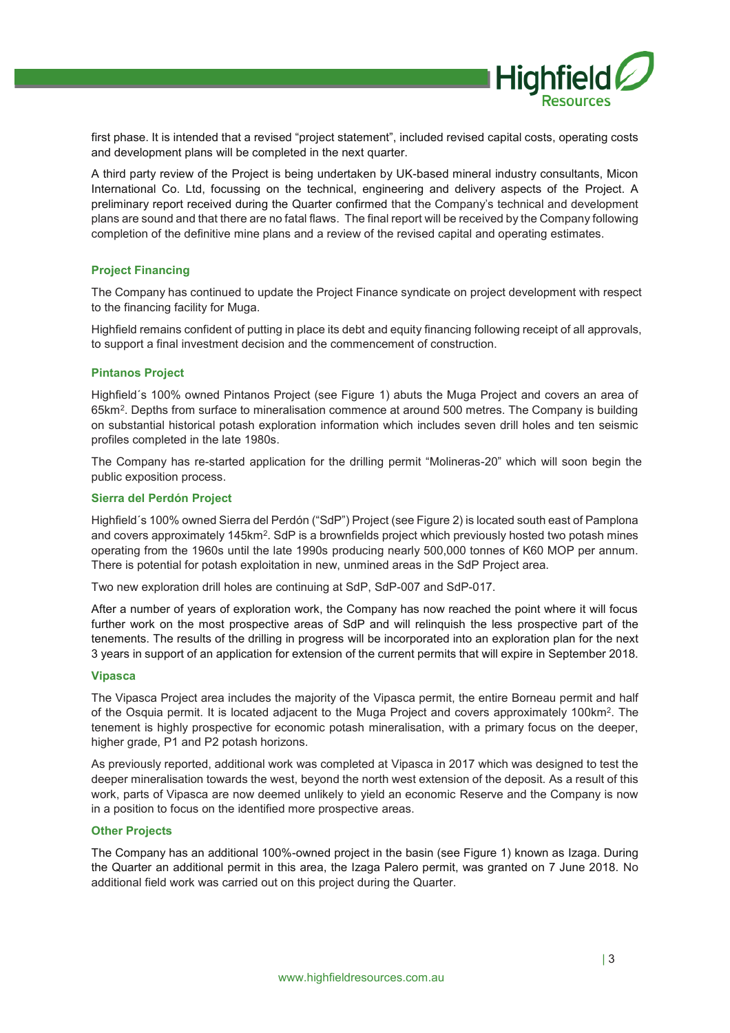first phase. It is intended that a revised "project statement", included revised capital costs, operating costs and development plans will be completed in the next quarter.

A third party review of the Project is being undertaken by UK-based mineral industry consultants, Micon International Co. Ltd, focussing on the technical, engineering and delivery aspects of the Project. A preliminary report received during the Quarter confirmed that the Company's technical and development plans are sound and that there are no fatal flaws. The final report will be received by the Company following completion of the definitive mine plans and a review of the revised capital and operating estimates.

## Project Financing

The Company has continued to update the Project Finance syndicate on project development with respect to the financing facility for Muga.

Highfield remains confident of putting in place its debt and equity financing following receipt of all approvals, to support a final investment decision and the commencement of construction.

## Pintanos Project

Highfield´s 100% owned Pintanos Project (see Figure 1) abuts the Muga Project and covers an area of 65km$^2$. Depths from surface to mineralisation commence at around 500 metres. The Company is building on substantial historical potash exploration information which includes seven drill holes and ten seismic profiles completed in the late 1980s.

The Company has re-started application for the drilling permit "Molineras-20" which will soon begin the public exposition process.

## Sierra del Perdón Project

Highfield´s 100% owned Sierra del Perdón ("SdP") Project (see Figure 2) is located south east of Pamplona and covers approximately 145km$^2$. SdP is a brownfields project which previously hosted two potash mines operating from the 1960s until the late 1990s producing nearly 500,000 tonnes of K60 MOP per annum. There is potential for potash exploitation in new, unmined areas in the SdP Project area.

Two new exploration drill holes are continuing at SdP, SdP-007 and SdP-017.

After a number of years of exploration work, the Company has now reached the point where it will focus further work on the most prospective areas of SdP and will relinquish the less prospective part of the tenements. The results of the drilling in progress will be incorporated into an exploration plan for the next 3 years in support of an application for extension of the current permits that will expire in September 2018.

## Vipasca

The Vipasca Project area includes the majority of the Vipasca permit, the entire Borneau permit and half of the Osquia permit. It is located adjacent to the Muga Project and covers approximately 100km$^2$. The tenement is highly prospective for economic potash mineralisation, with a primary focus on the deeper, higher grade, P1 and P2 potash horizons.

As previously reported, additional work was completed at Vipasca in 2017 which was designed to test the deeper mineralisation towards the west, beyond the north west extension of the deposit. As a result of this work, parts of Vipasca are now deemed unlikely to yield an economic Reserve and the Company is now in a position to focus on the identified more prospective areas.

## Other Projects

The Company has an additional 100%-owned project in the basin (see Figure 1) known as Izaga. During the Quarter an additional permit in this area, the Izaga Palero permit, was granted on 7 June 2018. No additional field work was carried out on this project during the Quarter.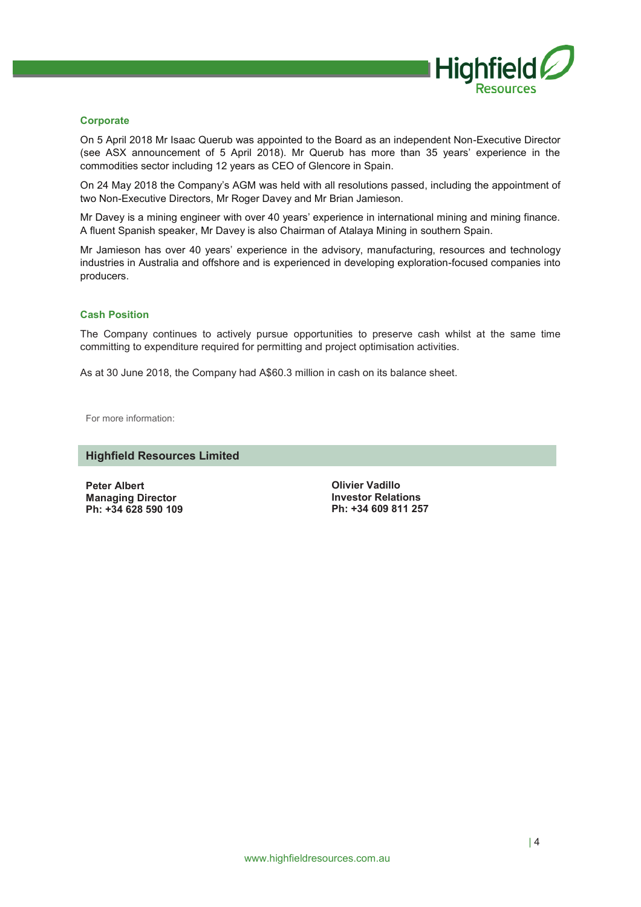## Corporate

On 5 April 2018 Mr Isaac Querub was appointed to the Board as an independent Non-Executive Director (see ASX announcement of 5 April 2018). Mr Querub has more than 35 years' experience in the commodities sector including 12 years as CEO of Glencore in Spain.

On 24 May 2018 the Company's AGM was held with all resolutions passed, including the appointment of two Non-Executive Directors, Mr Roger Davey and Mr Brian Jamieson.

Mr Davey is a mining engineer with over 40 years' experience in international mining and mining finance. A fluent Spanish speaker, Mr Davey is also Chairman of Atalaya Mining in southern Spain.

Mr Jamieson has over 40 years' experience in the advisory, manufacturing, resources and technology industries in Australia and offshore and is experienced in developing exploration-focused companies into producers.

## Cash Position

The Company continues to actively pursue opportunities to preserve cash whilst at the same time committing to expenditure required for permitting and project optimisation activities.

As at 30 June 2018, the Company had A$60.3 million in cash on its balance sheet.

For more information:

### Highfield Resources Limited

**Peter Albert**
**Managing Director**
**Ph: +34 628 590 109**

**Olivier Vadillo**
**Investor Relations**
**Ph: +34 609 811 257**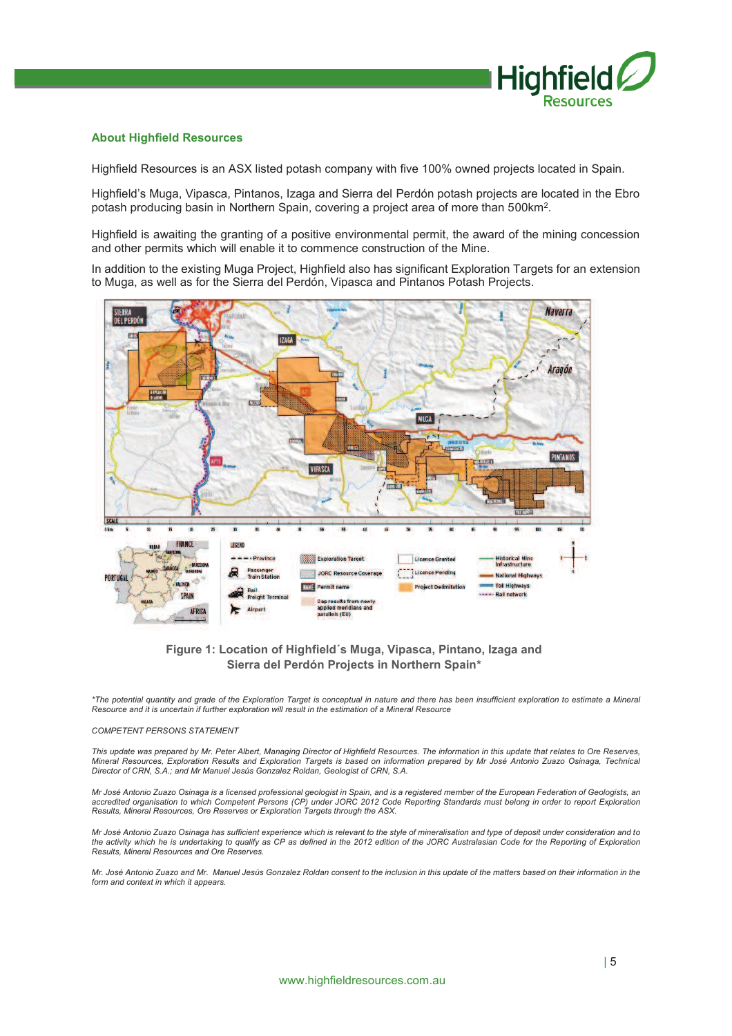## About Highfield Resources

Highfield Resources is an ASX listed potash company with five 100% owned projects located in Spain.

Highfield's Muga, Vipasca, Pintanos, Izaga and Sierra del Perdón potash projects are located in the Ebro potash producing basin in Northern Spain, covering a project area of more than 500km².

Highfield is awaiting the granting of a positive environmental permit, the award of the mining concession and other permits which will enable it to commence construction of the Mine.

In addition to the existing Muga Project, Highfield also has significant Exploration Targets for an extension to Muga, as well as for the Sierra del Perdón, Vipasca and Pintanos Potash Projects.

**Figure 1: Location of Highfield´s Muga, Vipasca, Pintano, Izaga and Sierra del Perdón Projects in Northern Spain\***

*\*The potential quantity and grade of the Exploration Target is conceptual in nature and there has been insufficient exploration to estimate a Mineral Resource and it is uncertain if further exploration will result in the estimation of a Mineral Resource*

*COMPETENT PERSONS STATEMENT*

*This update was prepared by Mr. Peter Albert, Managing Director of Highfield Resources. The information in this update that relates to Ore Reserves, Mineral Resources, Exploration Results and Exploration Targets is based on information prepared by Mr José Antonio Zuazo Osinaga, Technical Director of CRN, S.A.; and Mr Manuel Jesús Gonzalez Roldan, Geologist of CRN, S.A.*

*Mr José Antonio Zuazo Osinaga is a licensed professional geologist in Spain, and is a registered member of the European Federation of Geologists, an accredited organisation to which Competent Persons (CP) under JORC 2012 Code Reporting Standards must belong in order to report Exploration Results, Mineral Resources, Ore Reserves or Exploration Targets through the ASX.*

*Mr José Antonio Zuazo Osinaga has sufficient experience which is relevant to the style of mineralisation and type of deposit under consideration and to the activity which he is undertaking to qualify as CP as defined in the 2012 edition of the JORC Australasian Code for the Reporting of Exploration Results, Mineral Resources and Ore Reserves.*

*Mr. José Antonio Zuazo and Mr. Manuel Jesús Gonzalez Roldan consent to the inclusion in this update of the matters based on their information in the form and context in which it appears.*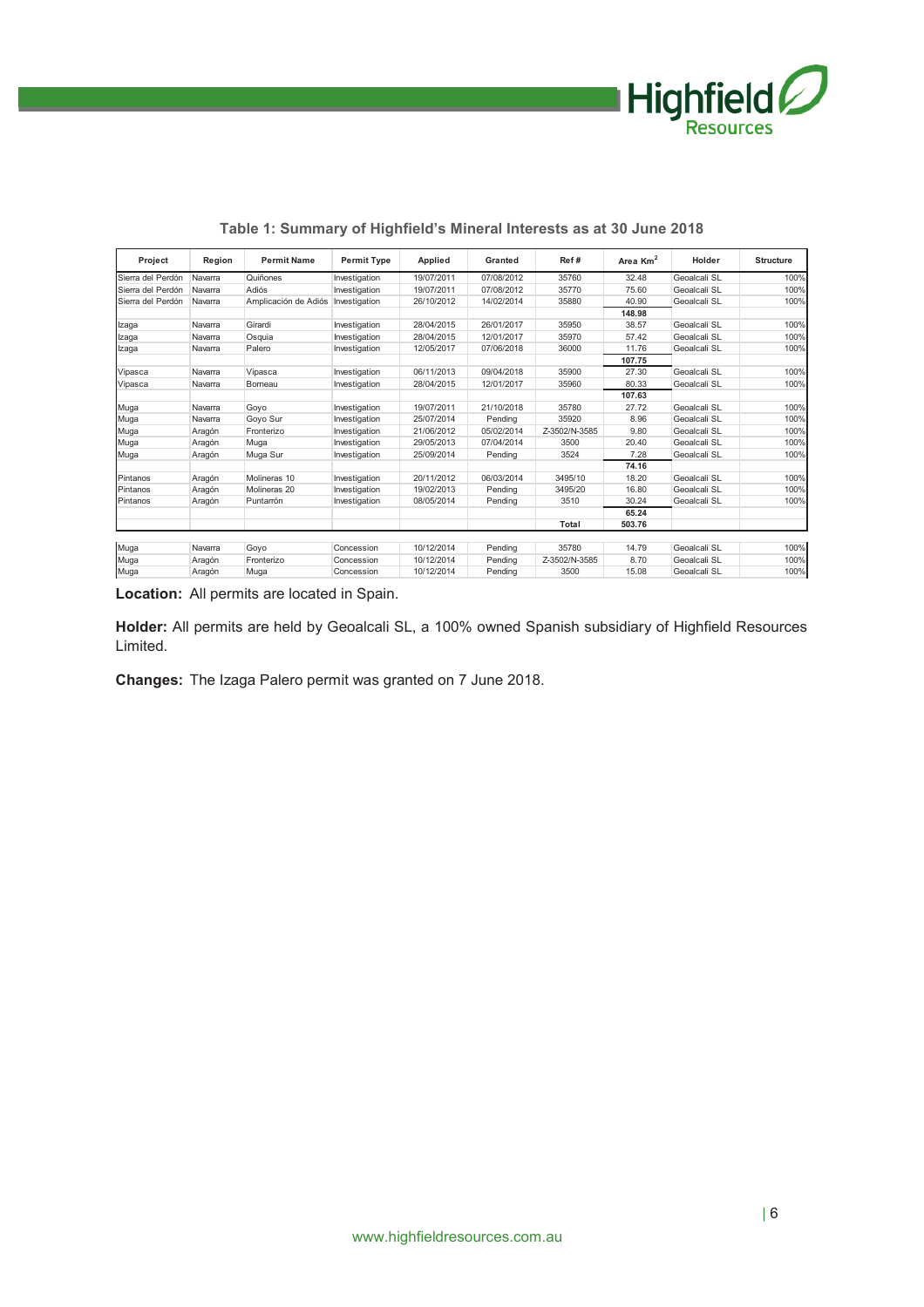**Table 1: Summary of Highfield's Mineral Interests as at 30 June 2018**

| Project | Region | Permit Name | Permit Type | Applied | Granted | Ref # | Area Km$^2$ | Holder | Structure |
|---|---|---|---|---|---|---|---|---|---|
| Sierra del Perdón | Navarra | Quiñones | Investigation | 19/07/2011 | 07/08/2012 | 35760 | 32.48 | Geoalcali SL | 100% |
| Sierra del Perdón | Navarra | Adiós | Investigation | 19/07/2011 | 07/08/2012 | 35770 | 75.60 | Geoalcali SL | 100% |
| Sierra del Perdón | Navarra | Amplicación de Adiós | Investigation | 26/10/2012 | 14/02/2014 | 35880 | 40.90 | Geoalcali SL | 100% |
| | | | | | | | **148.98** | | |
| Izaga | Navarra | Girardi | Investigation | 28/04/2015 | 26/01/2017 | 35950 | 38.57 | Geoalcali SL | 100% |
| Izaga | Navarra | Osquia | Investigation | 28/04/2015 | 12/01/2017 | 35970 | 57.42 | Geoalcali SL | 100% |
| Izaga | Navarra | Palero | Investigation | 12/05/2017 | 07/06/2018 | 36000 | 11.76 | Geoalcali SL | 100% |
| | | | | | | | **107.75** | | |
| Vipasca | Navarra | Vipasca | Investigation | 06/11/2013 | 09/04/2018 | 35900 | 27.30 | Geoalcali SL | 100% |
| Vipasca | Navarra | Borneau | Investigation | 28/04/2015 | 12/01/2017 | 35960 | 80.33 | Geoalcali SL | 100% |
| | | | | | | | **107.63** | | |
| Muga | Navarra | Goyo | Investigation | 19/07/2011 | 21/10/2018 | 35780 | 27.72 | Geoalcali SL | 100% |
| Muga | Navarra | Goyo Sur | Investigation | 25/07/2014 | Pending | 35920 | 8.96 | Geoalcali SL | 100% |
| Muga | Aragón | Fronterizo | Investigation | 21/06/2012 | 05/02/2014 | Z-3502/N-3585 | 9.80 | Geoalcali SL | 100% |
| Muga | Aragón | Muga | Investigation | 29/05/2013 | 07/04/2014 | 3500 | 20.40 | Geoalcali SL | 100% |
| Muga | Aragón | Muga Sur | Investigation | 25/09/2014 | Pending | 3524 | 7.28 | Geoalcali SL | 100% |
| | | | | | | | **74.16** | | |
| Pintanos | Aragón | Molineras 10 | Investigation | 20/11/2012 | 06/03/2014 | 3495/10 | 18.20 | Geoalcali SL | 100% |
| Pintanos | Aragón | Molineras 20 | Investigation | 19/02/2013 | Pending | 3495/20 | 16.80 | Geoalcali SL | 100% |
| Pintanos | Aragón | Puntarrón | Investigation | 08/05/2014 | Pending | 3510 | 30.24 | Geoalcali SL | 100% |
| | | | | | | | **65.24** | | |
| | | | | | | **Total** | **503.76** | | |
| | | | | | | | | | |
| Muga | Navarra | Goyo | Concession | 10/12/2014 | Pending | 35780 | 14.79 | Geoalcali SL | 100% |
| Muga | Aragón | Fronterizo | Concession | 10/12/2014 | Pending | Z-3502/N-3585 | 8.70 | Geoalcali SL | 100% |
| Muga | Aragón | Muga | Concession | 10/12/2014 | Pending | 3500 | 15.08 | Geoalcali SL | 100% |

**Location:** All permits are located in Spain.

**Holder:** All permits are held by Geoalcali SL, a 100% owned Spanish subsidiary of Highfield Resources Limited.

**Changes:** The Izaga Palero permit was granted on 7 June 2018.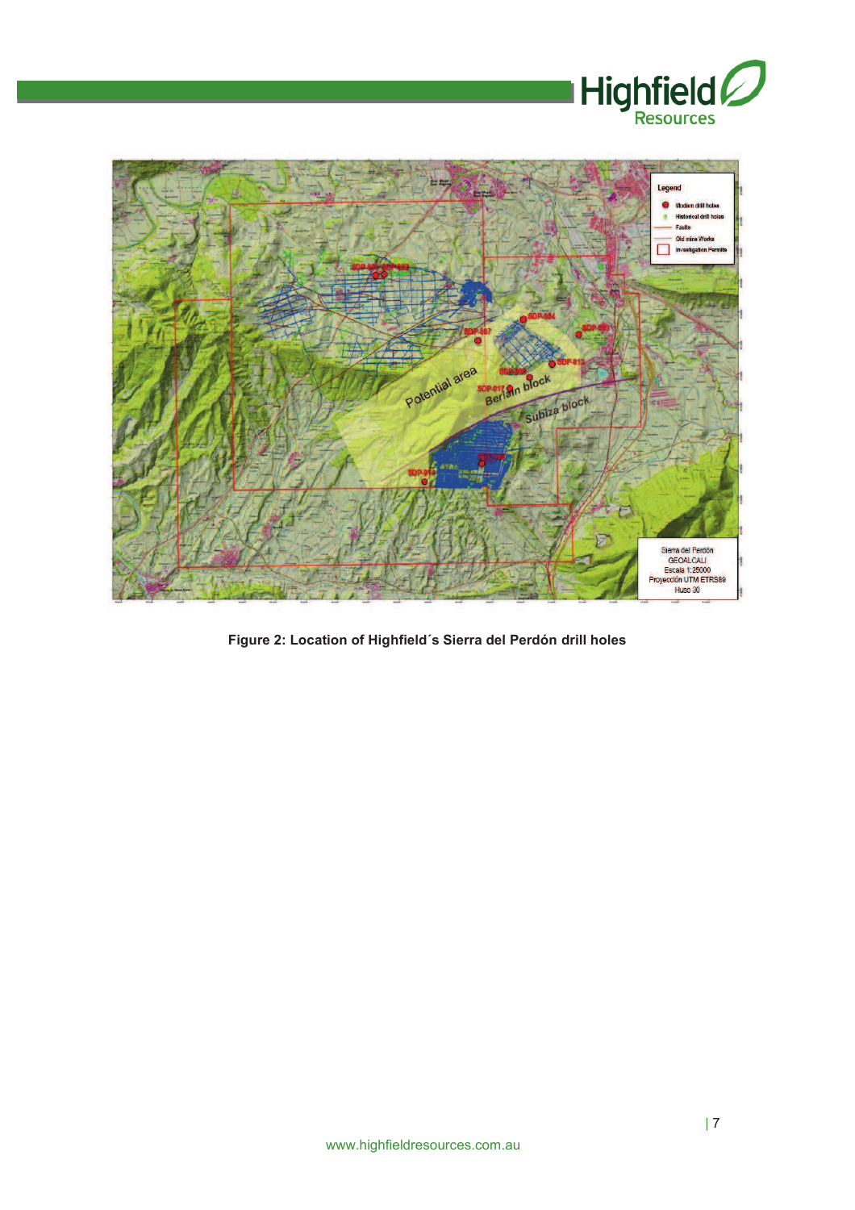**Figure 2: Location of Highfield´s Sierra del Perdón drill holes**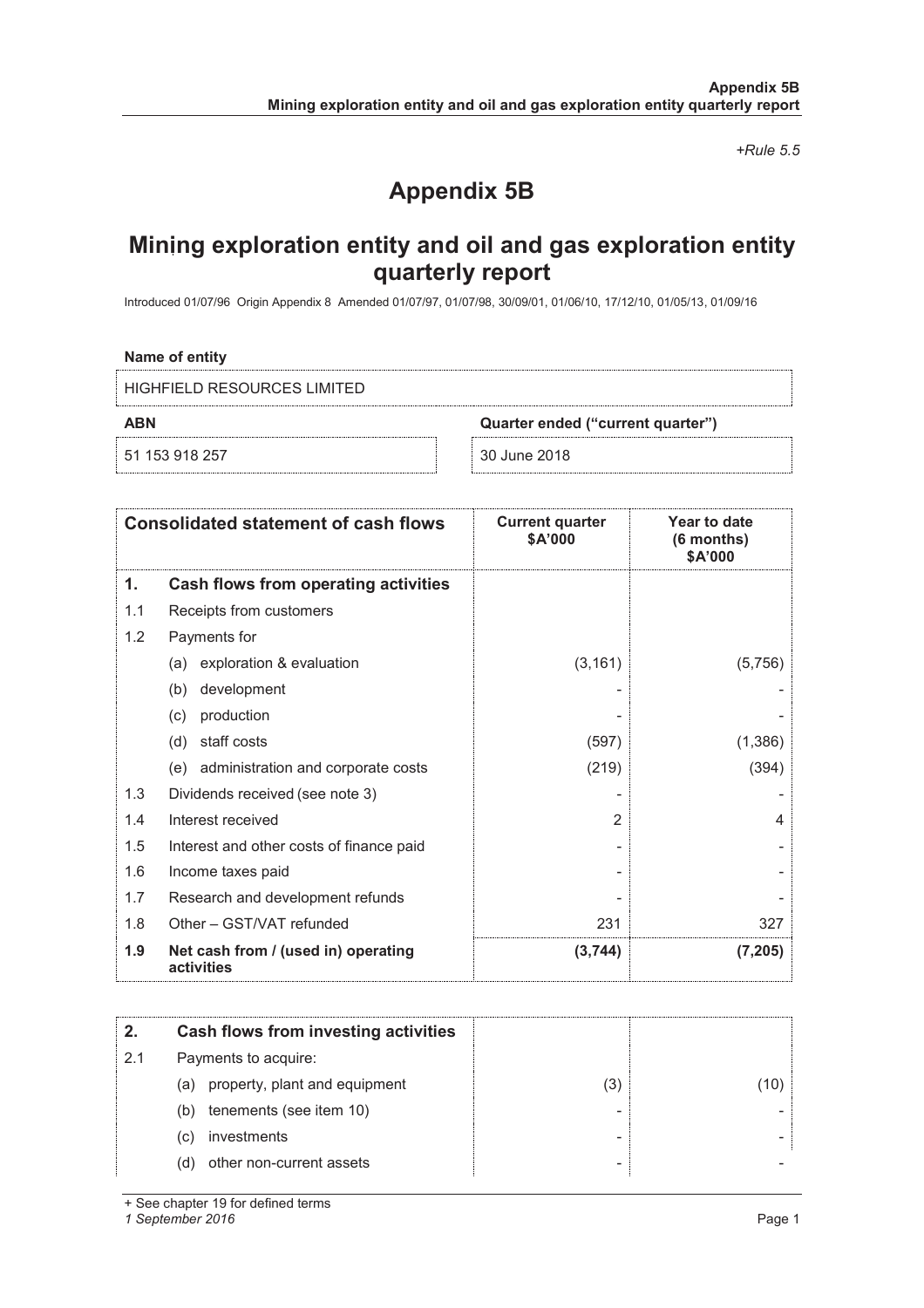*+Rule 5.5*

# Appendix 5B

## Mining exploration entity and oil and gas exploration entity quarterly report

Introduced 01/07/96 Origin Appendix 8 Amended 01/07/97, 01/07/98, 30/09/01, 01/06/10, 17/12/10, 01/05/13, 01/09/16

**Name of entity**

HIGHFIELD RESOURCES LIMITED

| **ABN** | **Quarter ended ("current quarter")** |
|---|---|
| 51 153 918 257 | 30 June 2018 |

| | **Consolidated statement of cash flows** | **Current quarter $A'000** | **Year to date (6 months) $A'000** |
|---|---|---|---|
| **1.** | **Cash flows from operating activities** | | |
| 1.1 | Receipts from customers | | |
| 1.2 | Payments for | | |
| | (a) exploration & evaluation | (3,161) | (5,756) |
| | (b) development | - | - |
| | (c) production | - | - |
| | (d) staff costs | (597) | (1,386) |
| | (e) administration and corporate costs | (219) | (394) |
| 1.3 | Dividends received (see note 3) | - | - |
| 1.4 | Interest received | 2 | 4 |
| 1.5 | Interest and other costs of finance paid | - | - |
| 1.6 | Income taxes paid | - | - |
| 1.7 | Research and development refunds | - | - |
| 1.8 | Other – GST/VAT refunded | 231 | 327 |
| **1.9** | **Net cash from / (used in) operating activities** | **(3,744)** | **(7,205)** |

| **2.** | **Cash flows from investing activities** | | |
|---|---|---|---|
| 2.1 | Payments to acquire: | | |
| | (a) property, plant and equipment | (3) | (10) |
| | (b) tenements (see item 10) | - | - |
| | (c) investments | - | - |
| | (d) other non-current assets | - | - |

+ See chapter 19 for defined terms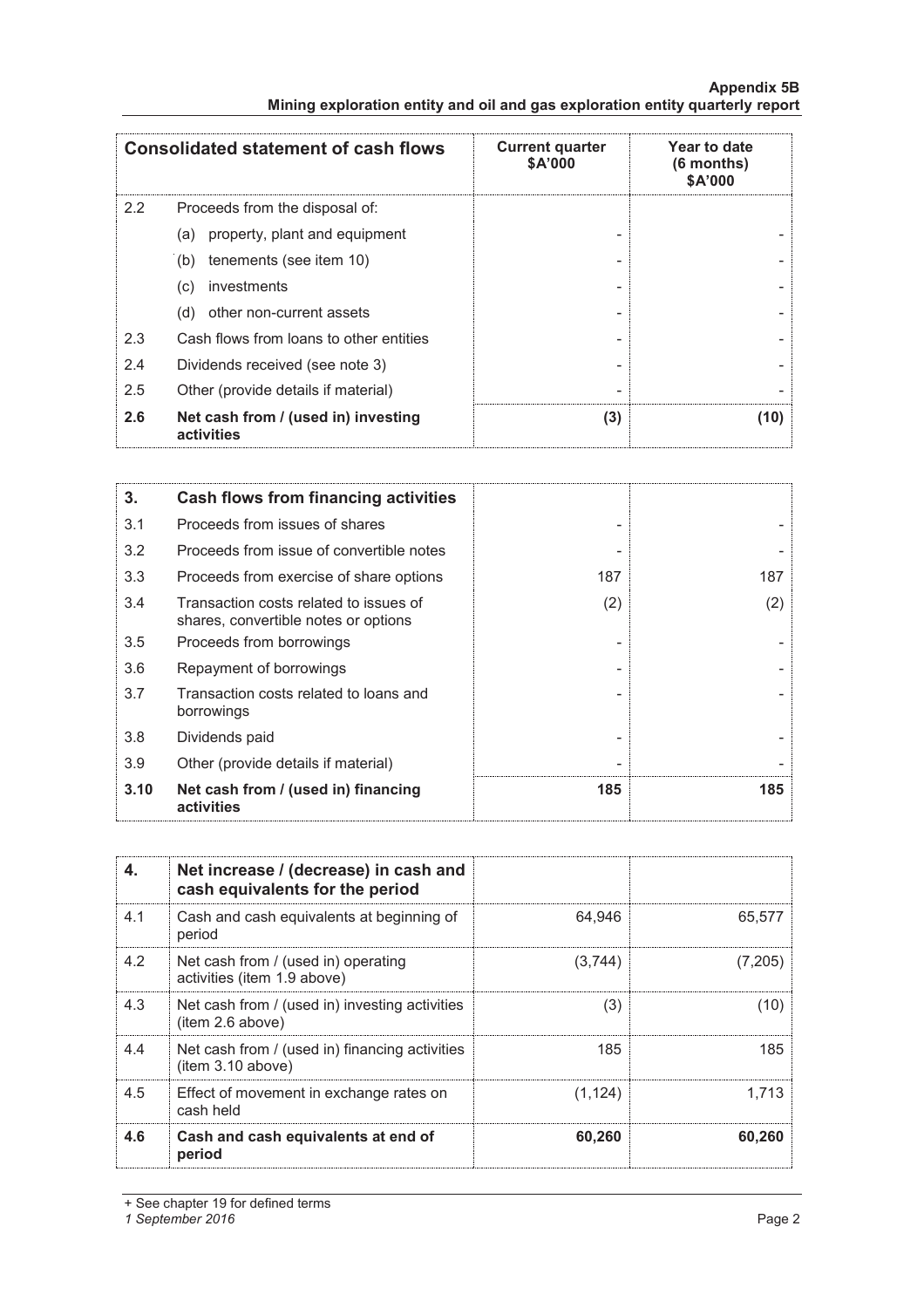| Consolidated statement of cash flows | | Current quarter $A'000 | Year to date (6 months) $A'000 |
|---|---|---|---|
| 2.2 | Proceeds from the disposal of: | | |
| | (a) property, plant and equipment | - | - |
| | (b) tenements (see item 10) | - | - |
| | (c) investments | - | - |
| | (d) other non-current assets | - | - |
| 2.3 | Cash flows from loans to other entities | - | - |
| 2.4 | Dividends received (see note 3) | - | - |
| 2.5 | Other (provide details if material) | - | - |
| **2.6** | **Net cash from / (used in) investing activities** | **(3)** | **(10)** |

| **3.** | **Cash flows from financing activities** | | |
|---|---|---|---|
| 3.1 | Proceeds from issues of shares | - | - |
| 3.2 | Proceeds from issue of convertible notes | - | - |
| 3.3 | Proceeds from exercise of share options | 187 | 187 |
| 3.4 | Transaction costs related to issues of shares, convertible notes or options | (2) | (2) |
| 3.5 | Proceeds from borrowings | - | - |
| 3.6 | Repayment of borrowings | - | - |
| 3.7 | Transaction costs related to loans and borrowings | - | - |
| 3.8 | Dividends paid | - | - |
| 3.9 | Other (provide details if material) | - | - |
| **3.10** | **Net cash from / (used in) financing activities** | **185** | **185** |

| **4.** | **Net increase / (decrease) in cash and cash equivalents for the period** | | |
|---|---|---|---|
| 4.1 | Cash and cash equivalents at beginning of period | 64,946 | 65,577 |
| 4.2 | Net cash from / (used in) operating activities (item 1.9 above) | (3,744) | (7,205) |
| 4.3 | Net cash from / (used in) investing activities (item 2.6 above) | (3) | (10) |
| 4.4 | Net cash from / (used in) financing activities (item 3.10 above) | 185 | 185 |
| 4.5 | Effect of movement in exchange rates on cash held | (1,124) | 1,713 |
| **4.6** | **Cash and cash equivalents at end of period** | **60,260** | **60,260** |

+ See chapter 19 for defined terms

*1 September 2016*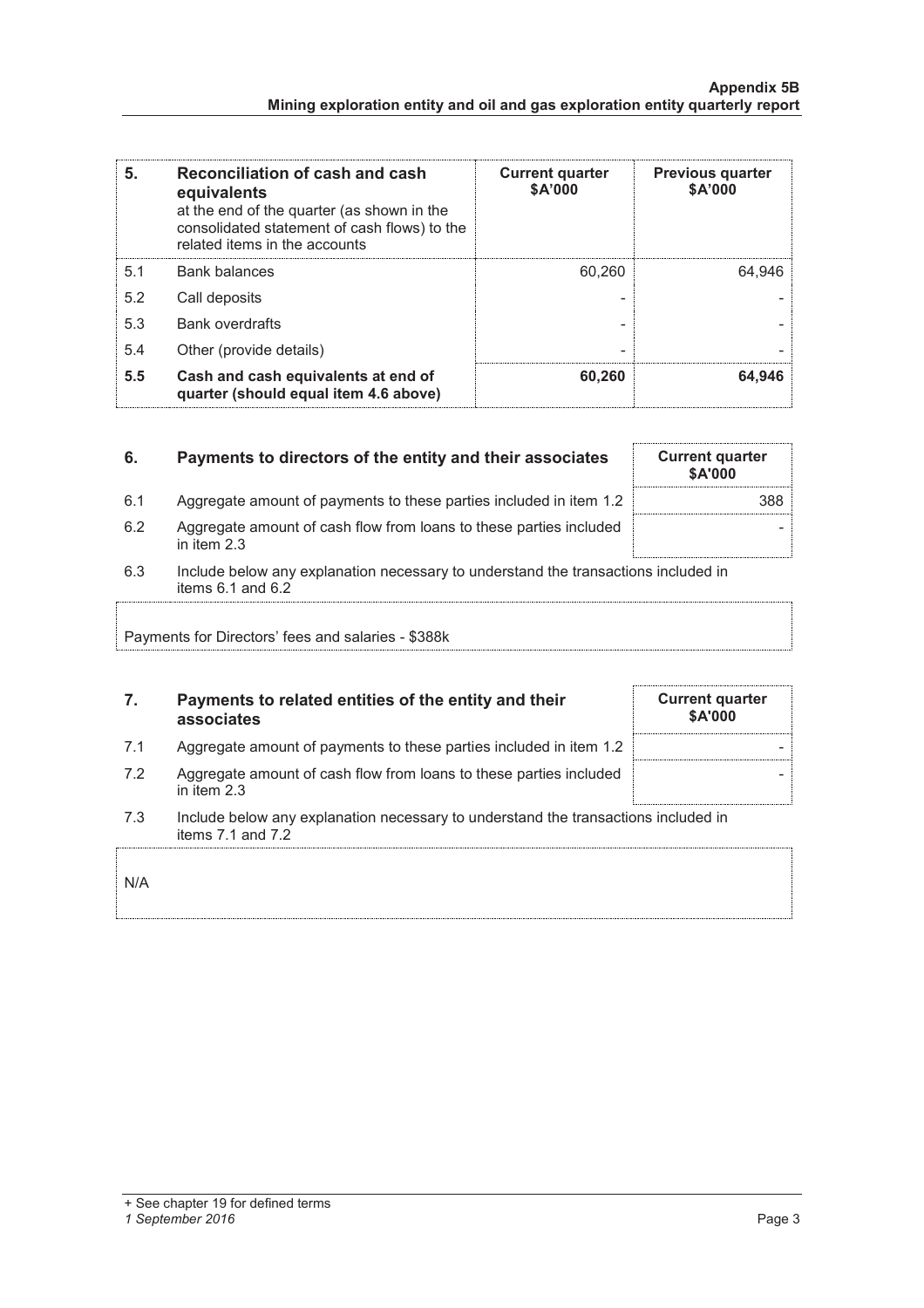| 5. | Reconciliation of cash and cash equivalents<br>at the end of the quarter (as shown in the consolidated statement of cash flows) to the related items in the accounts | Current quarter<br>$A'000 | Previous quarter<br>$A'000 |
|---|---|---|---|
| 5.1 | Bank balances | 60,260 | 64,946 |
| 5.2 | Call deposits | - | - |
| 5.3 | Bank overdrafts | - | - |
| 5.4 | Other (provide details) | - | - |
| **5.5** | **Cash and cash equivalents at end of quarter (should equal item 4.6 above)** | **60,260** | **64,946** |

| 6. | Payments to directors of the entity and their associates | Current quarter<br>$A'000 |
|---|---|---|
| 6.1 | Aggregate amount of payments to these parties included in item 1.2 | 388 |
| 6.2 | Aggregate amount of cash flow from loans to these parties included in item 2.3 | - |

6.3 Include below any explanation necessary to understand the transactions included in items 6.1 and 6.2

Payments for Directors' fees and salaries - $388k

| 7. | Payments to related entities of the entity and their associates | Current quarter<br>$A'000 |
|---|---|---|
| 7.1 | Aggregate amount of payments to these parties included in item 1.2 | - |
| 7.2 | Aggregate amount of cash flow from loans to these parties included in item 2.3 | - |

7.3 Include below any explanation necessary to understand the transactions included in items 7.1 and 7.2

N/A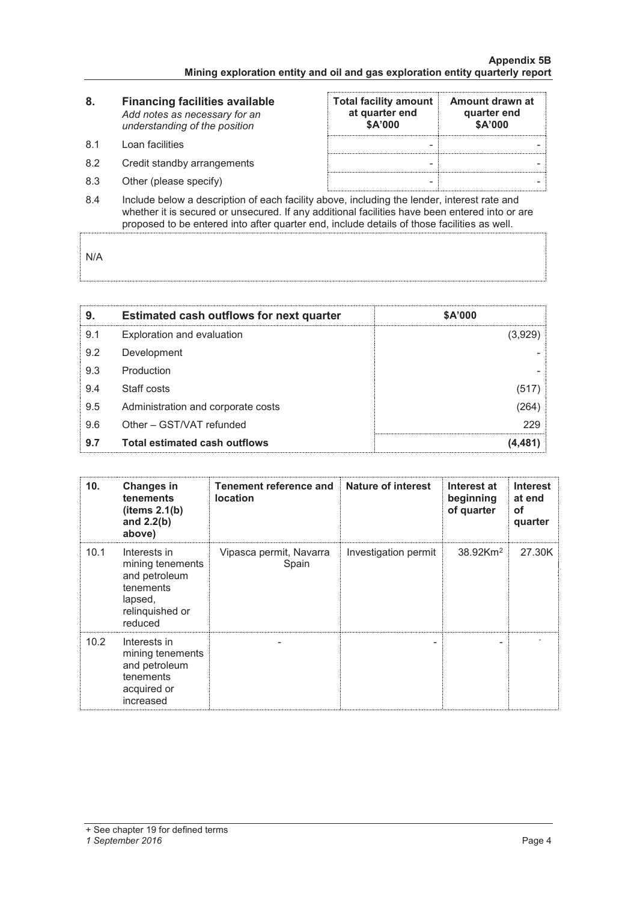| 8. | Financing facilities available<br>*Add notes as necessary for an understanding of the position* | Total facility amount at quarter end<br>$A'000 | Amount drawn at quarter end<br>$A'000 |
|---|---|---|---|
| 8.1 | Loan facilities | - | - |
| 8.2 | Credit standby arrangements | - | - |
| 8.3 | Other (please specify) | - | - |

8.4 Include below a description of each facility above, including the lender, interest rate and whether it is secured or unsecured. If any additional facilities have been entered into or are proposed to be entered into after quarter end, include details of those facilities as well.

N/A

| 9. | Estimated cash outflows for next quarter | $A'000 |
|---|---|---|
| 9.1 | Exploration and evaluation | (3,929) |
| 9.2 | Development | - |
| 9.3 | Production | - |
| 9.4 | Staff costs | (517) |
| 9.5 | Administration and corporate costs | (264) |
| 9.6 | Other – GST/VAT refunded | 229 |
| **9.7** | **Total estimated cash outflows** | **(4,481)** |

| 10. | Changes in tenements (items 2.1(b) and 2.2(b) above) | Tenement reference and location | Nature of interest | Interest at beginning of quarter | Interest at end of quarter |
|---|---|---|---|---|---|
| 10.1 | Interests in mining tenements and petroleum tenements lapsed, relinquished or reduced | Vipasca permit, Navarra Spain | Investigation permit | 38.92Km$^2$ | 27.30K |
| 10.2 | Interests in mining tenements and petroleum tenements acquired or increased | - | - | - | - |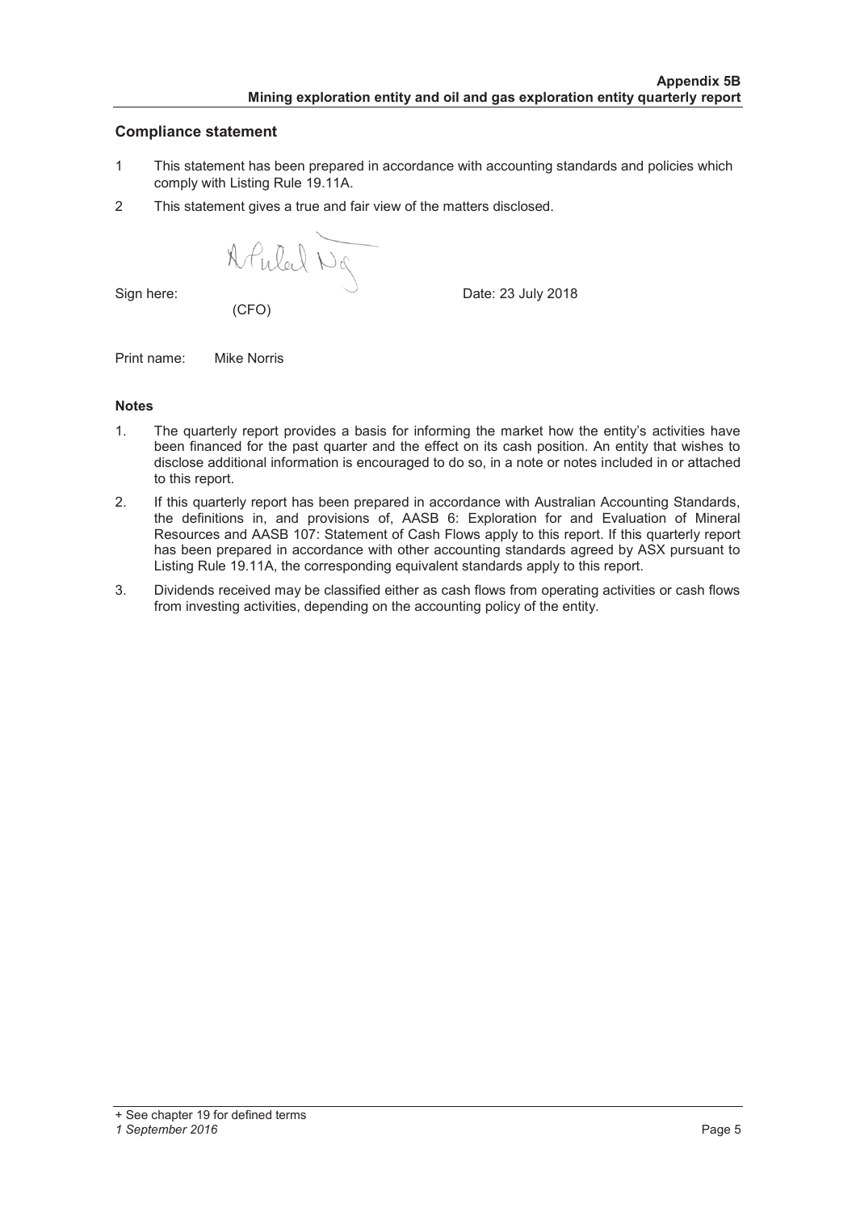## Compliance statement

1. This statement has been prepared in accordance with accounting standards and policies which comply with Listing Rule 19.11A.
2. This statement gives a true and fair view of the matters disclosed.

Sign here: (CFO) Date: 23 July 2018

Print name: Mike Norris

### Notes

1. The quarterly report provides a basis for informing the market how the entity's activities have been financed for the past quarter and the effect on its cash position. An entity that wishes to disclose additional information is encouraged to do so, in a note or notes included in or attached to this report.
2. If this quarterly report has been prepared in accordance with Australian Accounting Standards, the definitions in, and provisions of, AASB 6: Exploration for and Evaluation of Mineral Resources and AASB 107: Statement of Cash Flows apply to this report. If this quarterly report has been prepared in accordance with other accounting standards agreed by ASX pursuant to Listing Rule 19.11A, the corresponding equivalent standards apply to this report.
3. Dividends received may be classified either as cash flows from operating activities or cash flows from investing activities, depending on the accounting policy of the entity.